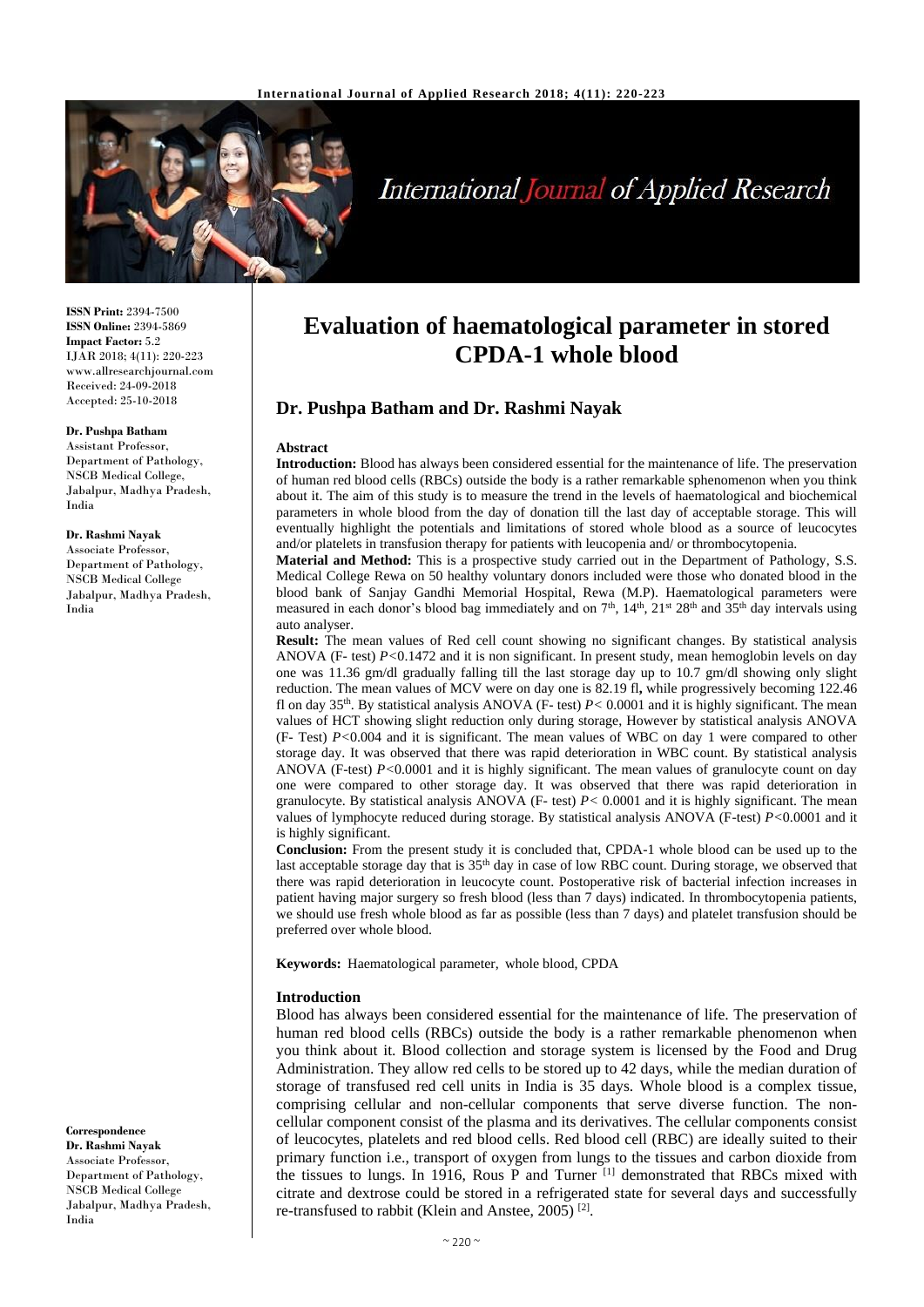ISSN Print: 2394-7500
ISSN Online: 2394-5869
Impact Factor: 5.2
IJAR 2018; 4(11): 220-223
www.allresearchjournal.com
Received: 24-09-2018
Accepted: 25-10-2018

**Dr. Pushpa Batham**
Assistant Professor, Department of Pathology, NSCB Medical College, Jabalpur, Madhya Pradesh, India

**Dr. Rashmi Nayak**
Associate Professor, Department of Pathology, NSCB Medical College Jabalpur, Madhya Pradesh, India

**Correspondence**
**Dr. Rashmi Nayak**
Associate Professor, Department of Pathology, NSCB Medical College Jabalpur, Madhya Pradesh, India

# Evaluation of haematological parameter in stored CPDA-1 whole blood

## Dr. Pushpa Batham and Dr. Rashmi Nayak

### Abstract

**Introduction:** Blood has always been considered essential for the maintenance of life. The preservation of human red blood cells (RBCs) outside the body is a rather remarkable sphenomenon when you think about it. The aim of this study is to measure the trend in the levels of haematological and biochemical parameters in whole blood from the day of donation till the last day of acceptable storage. This will eventually highlight the potentials and limitations of stored whole blood as a source of leucocytes and/or platelets in transfusion therapy for patients with leucopenia and/ or thrombocytopenia.

**Material and Method:** This is a prospective study carried out in the Department of Pathology, S.S. Medical College Rewa on 50 healthy voluntary donors included were those who donated blood in the blood bank of Sanjay Gandhi Memorial Hospital, Rewa (M.P). Haematological parameters were measured in each donor's blood bag immediately and on 7th, 14th, 21st 28th and 35th day intervals using auto analyser.

**Result:** The mean values of Red cell count showing no significant changes. By statistical analysis ANOVA (F- test) $P<0.1472$ and it is non significant. In present study, mean hemoglobin levels on day one was 11.36 gm/dl gradually falling till the last storage day up to 10.7 gm/dl showing only slight reduction. The mean values of MCV were on day one is 82.19 fl, while progressively becoming 122.46 fl on day 35th. By statistical analysis ANOVA (F- test) $P<0.0001$ and it is highly significant. The mean values of HCT showing slight reduction only during storage, However by statistical analysis ANOVA (F- Test) $P<0.004$ and it is significant. The mean values of WBC on day 1 were compared to other storage day. It was observed that there was rapid deterioration in WBC count. By statistical analysis ANOVA (F-test) $P<0.0001$ and it is highly significant. The mean values of granulocyte count on day one were compared to other storage day. It was observed that there was rapid deterioration in granulocyte. By statistical analysis ANOVA (F- test) $P<0.0001$ and it is highly significant. The mean values of lymphocyte reduced during storage. By statistical analysis ANOVA (F-test) $P<0.0001$ and it is highly significant.

**Conclusion:** From the present study it is concluded that, CPDA-1 whole blood can be used up to the last acceptable storage day that is 35th day in case of low RBC count. During storage, we observed that there was rapid deterioration in leucocyte count. Postoperative risk of bacterial infection increases in patient having major surgery so fresh blood (less than 7 days) indicated. In thrombocytopenia patients, we should use fresh whole blood as far as possible (less than 7 days) and platelet transfusion should be preferred over whole blood.

**Keywords:** Haematological parameter, whole blood, CPDA

### Introduction

Blood has always been considered essential for the maintenance of life. The preservation of human red blood cells (RBCs) outside the body is a rather remarkable phenomenon when you think about it. Blood collection and storage system is licensed by the Food and Drug Administration. They allow red cells to be stored up to 42 days, while the median duration of storage of transfused red cell units in India is 35 days. Whole blood is a complex tissue, comprising cellular and non-cellular components that serve diverse function. The non-cellular component consist of the plasma and its derivatives. The cellular components consist of leucocytes, platelets and red blood cells. Red blood cell (RBC) are ideally suited to their primary function i.e., transport of oxygen from lungs to the tissues and carbon dioxide from the tissues to lungs. In 1916, Rous P and Turner [1] demonstrated that RBCs mixed with citrate and dextrose could be stored in a refrigerated state for several days and successfully re-transfused to rabbit (Klein and Anstee, 2005) [2].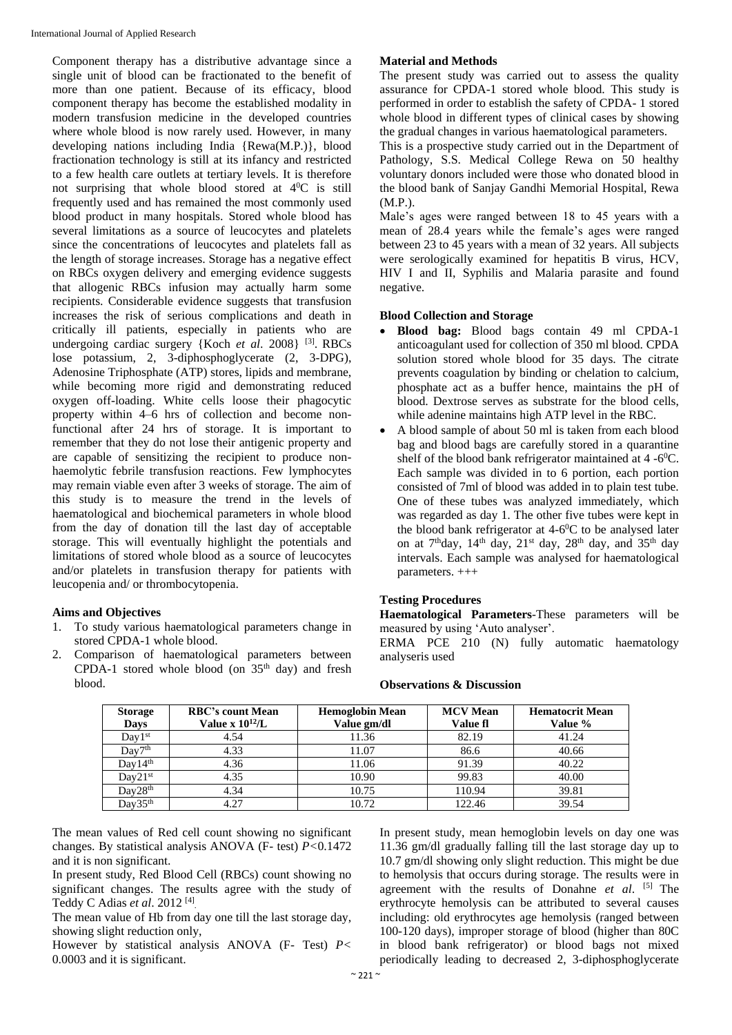Component therapy has a distributive advantage since a single unit of blood can be fractionated to the benefit of more than one patient. Because of its efficacy, blood component therapy has become the established modality in modern transfusion medicine in the developed countries where whole blood is now rarely used. However, in many developing nations including India {Rewa(M.P.)}, blood fractionation technology is still at its infancy and restricted to a few health care outlets at tertiary levels. It is therefore not surprising that whole blood stored at $4^0$C is still frequently used and has remained the most commonly used blood product in many hospitals. Stored whole blood has several limitations as a source of leucocytes and platelets since the concentrations of leucocytes and platelets fall as the length of storage increases. Storage has a negative effect on RBCs oxygen delivery and emerging evidence suggests that allogenic RBCs infusion may actually harm some recipients. Considerable evidence suggests that transfusion increases the risk of serious complications and death in critically ill patients, especially in patients who are undergoing cardiac surgery {Koch *et al*. 2008} [3]. RBCs lose potassium, 2, 3-diphosphoglycerate (2, 3-DPG), Adenosine Triphosphate (ATP) stores, lipids and membrane, while becoming more rigid and demonstrating reduced oxygen off-loading. White cells loose their phagocytic property within 4–6 hrs of collection and become non-functional after 24 hrs of storage. It is important to remember that they do not lose their antigenic property and are capable of sensitizing the recipient to produce non-haemolytic febrile transfusion reactions. Few lymphocytes may remain viable even after 3 weeks of storage. The aim of this study is to measure the trend in the levels of haematological and biochemical parameters in whole blood from the day of donation till the last day of acceptable storage. This will eventually highlight the potentials and limitations of stored whole blood as a source of leucocytes and/or platelets in transfusion therapy for patients with leucopenia and/ or thrombocytopenia.

### Aims and Objectives

1. To study various haematological parameters change in stored CPDA-1 whole blood.
2. Comparison of haematological parameters between CPDA-1 stored whole blood (on 35th day) and fresh blood.

### Material and Methods

The present study was carried out to assess the quality assurance for CPDA-1 stored whole blood. This study is performed in order to establish the safety of CPDA- 1 stored whole blood in different types of clinical cases by showing the gradual changes in various haematological parameters.

This is a prospective study carried out in the Department of Pathology, S.S. Medical College Rewa on 50 healthy voluntary donors included were those who donated blood in the blood bank of Sanjay Gandhi Memorial Hospital, Rewa (M.P.).

Male's ages were ranged between 18 to 45 years with a mean of 28.4 years while the female's ages were ranged between 23 to 45 years with a mean of 32 years. All subjects were serologically examined for hepatitis B virus, HCV, HIV I and II, Syphilis and Malaria parasite and found negative.

### Blood Collection and Storage

- **Blood bag:** Blood bags contain 49 ml CPDA-1 anticoagulant used for collection of 350 ml blood. CPDA solution stored whole blood for 35 days. The citrate prevents coagulation by binding or chelation to calcium, phosphate act as a buffer hence, maintains the pH of blood. Dextrose serves as substrate for the blood cells, while adenine maintains high ATP level in the RBC.
- A blood sample of about 50 ml is taken from each blood bag and blood bags are carefully stored in a quarantine shelf of the blood bank refrigerator maintained at 4 -$6^0$C. Each sample was divided in to 6 portion, each portion consisted of 7ml of blood was added in to plain test tube. One of these tubes was analyzed immediately, which was regarded as day 1. The other five tubes were kept in the blood bank refrigerator at 4-$6^0$C to be analysed later on at 7thday, 14th day, 21st day, 28th day, and 35th day intervals. Each sample was analysed for haematological parameters. +++

### Testing Procedures

**Haematological Parameters**-These parameters will be measured by using 'Auto analyser'.

ERMA PCE 210 (N) fully automatic haematology analyseris used

### Observations & Discussion

| Storage Days | RBC's count Mean Value x $10^{12}$/L | Hemoglobin Mean Value gm/dl | MCV Mean Value fl | Hematocrit Mean Value % |
|---|---|---|---|---|
| Day1st | 4.54 | 11.36 | 82.19 | 41.24 |
| Day7th | 4.33 | 11.07 | 86.6 | 40.66 |
| Day14th | 4.36 | 11.06 | 91.39 | 40.22 |
| Day21st | 4.35 | 10.90 | 99.83 | 40.00 |
| Day28th | 4.34 | 10.75 | 110.94 | 39.81 |
| Day35th | 4.27 | 10.72 | 122.46 | 39.54 |

The mean values of Red cell count showing no significant changes. By statistical analysis ANOVA (F- test) $P<0.1472$ and it is non significant.

In present study, Red Blood Cell (RBCs) count showing no significant changes. The results agree with the study of Teddy C Adias *et al*. 2012 [4].

The mean value of Hb from day one till the last storage day, showing slight reduction only,

However by statistical analysis ANOVA (F- Test) $P<0.0003$ and it is significant.

In present study, mean hemoglobin levels on day one was 11.36 gm/dl gradually falling till the last storage day up to 10.7 gm/dl showing only slight reduction. This might be due to hemolysis that occurs during storage. The results were in agreement with the results of Donahne *et al*. [5] The erythrocyte hemolysis can be attributed to several causes including: old erythrocytes age hemolysis (ranged between 100-120 days), improper storage of blood (higher than 80C in blood bank refrigerator) or blood bags not mixed periodically leading to decreased 2, 3-diphosphoglycerate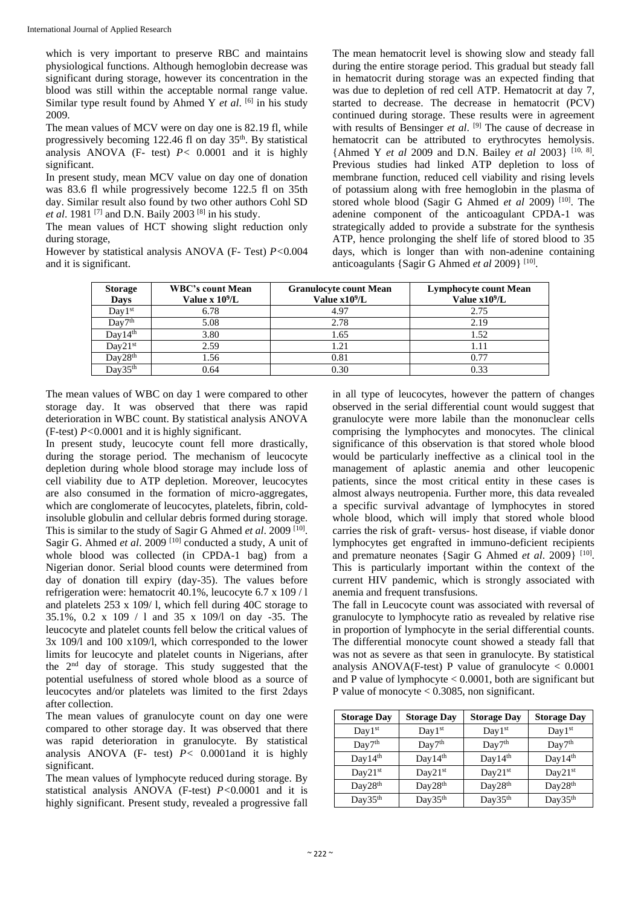which is very important to preserve RBC and maintains physiological functions. Although hemoglobin decrease was significant during storage, however its concentration in the blood was still within the acceptable normal range value. Similar type result found by Ahmed Y *et al*. [6] in his study 2009.

The mean values of MCV were on day one is 82.19 fl, while progressively becoming 122.46 fl on day 35th. By statistical analysis ANOVA (F- test) $P<0.0001$ and it is highly significant.

In present study, mean MCV value on day one of donation was 83.6 fl while progressively become 122.5 fl on 35th day. Similar result also found by two other authors Cohl SD *et al*. 1981 [7] and D.N. Baily 2003 [8] in his study.

The mean values of HCT showing slight reduction only during storage,

However by statistical analysis ANOVA (F- Test) $P<0.004$ and it is significant.

The mean hematocrit level is showing slow and steady fall during the entire storage period. This gradual but steady fall in hematocrit during storage was an expected finding that was due to depletion of red cell ATP. Hematocrit at day 7, started to decrease. The decrease in hematocrit (PCV) continued during storage. These results were in agreement with results of Bensinger *et al*. [9] The cause of decrease in hematocrit can be attributed to erythrocytes hemolysis. {Ahmed Y *et al* 2009 and D.N. Bailey *et al* 2003} [10, 8]. Previous studies had linked ATP depletion to loss of membrane function, reduced cell viability and rising levels of potassium along with free hemoglobin in the plasma of stored whole blood (Sagir G Ahmed *et al* 2009) [10]. The adenine component of the anticoagulant CPDA-1 was strategically added to provide a substrate for the synthesis ATP, hence prolonging the shelf life of stored blood to 35 days, which is longer than with non-adenine containing anticoagulants {Sagir G Ahmed *et al* 2009} [10].

| Storage Days | WBC's count Mean Value x $10^9$/L | Granulocyte count Mean Value x$10^9$/L | Lymphocyte count Mean Value x$10^9$/L |
|---|---|---|---|
| Day1st | 6.78 | 4.97 | 2.75 |
| Day7th | 5.08 | 2.78 | 2.19 |
| Day14th | 3.80 | 1.65 | 1.52 |
| Day21st | 2.59 | 1.21 | 1.11 |
| Day28th | 1.56 | 0.81 | 0.77 |
| Day35th | 0.64 | 0.30 | 0.33 |

The mean values of WBC on day 1 were compared to other storage day. It was observed that there was rapid deterioration in WBC count. By statistical analysis ANOVA (F-test) $P<0.0001$ and it is highly significant.

In present study, leucocyte count fell more drastically, during the storage period. The mechanism of leucocyte depletion during whole blood storage may include loss of cell viability due to ATP depletion. Moreover, leucocytes are also consumed in the formation of micro-aggregates, which are conglomerate of leucocytes, platelets, fibrin, cold-insoluble globulin and cellular debris formed during storage. This is similar to the study of Sagir G Ahmed *et al*. 2009 [10]. Sagir G. Ahmed *et al*. 2009 [10] conducted a study, A unit of whole blood was collected (in CPDA-1 bag) from a Nigerian donor. Serial blood counts were determined from day of donation till expiry (day-35). The values before refrigeration were: hematocrit 40.1%, leucocyte 6.7 x 109 / l and platelets 253 x 109/ l, which fell during 40C storage to 35.1%, 0.2 x 109 / l and 35 x 109/l on day -35. The leucocyte and platelet counts fell below the critical values of 3x 109/l and 100 x109/l, which corresponded to the lower limits for leucocyte and platelet counts in Nigerians, after the 2nd day of storage. This study suggested that the potential usefulness of stored whole blood as a source of leucocytes and/or platelets was limited to the first 2days after collection.

The mean values of granulocyte count on day one were compared to other storage day. It was observed that there was rapid deterioration in granulocyte. By statistical analysis ANOVA (F- test) $P<0.0001$and it is highly significant.

The mean values of lymphocyte reduced during storage. By statistical analysis ANOVA (F-test) $P<0.0001$ and it is highly significant. Present study, revealed a progressive fall in all type of leucocytes, however the pattern of changes observed in the serial differential count would suggest that granulocyte were more labile than the mononuclear cells comprising the lymphocytes and monocytes. The clinical significance of this observation is that stored whole blood would be particularly ineffective as a clinical tool in the management of aplastic anemia and other leucopenic patients, since the most critical entity in these cases is almost always neutropenia. Further more, this data revealed a specific survival advantage of lymphocytes in stored whole blood, which will imply that stored whole blood carries the risk of graft- versus- host disease, if viable donor lymphocytes get engrafted in immuno-deficient recipients and premature neonates {Sagir G Ahmed *et al*. 2009} [10]. This is particularly important within the context of the current HIV pandemic, which is strongly associated with anemia and frequent transfusions.

The fall in Leucocyte count was associated with reversal of granulocyte to lymphocyte ratio as revealed by relative rise in proportion of lymphocyte in the serial differential counts. The differential monocyte count showed a steady fall that was not as severe as that seen in granulocyte. By statistical analysis ANOVA(F-test) P value of granulocyte $<0.0001$ and P value of lymphocyte $<0.0001$, both are significant but P value of monocyte $<0.3085$, non significant.

| Storage Day | Storage Day | Storage Day | Storage Day |
|---|---|---|---|
| Day1st | Day1st | Day1st | Day1st |
| Day7th | Day7th | Day7th | Day7th |
| Day14th | Day14th | Day14th | Day14th |
| Day21st | Day21st | Day21st | Day21st |
| Day28th | Day28th | Day28th | Day28th |
| Day35th | Day35th | Day35th | Day35th |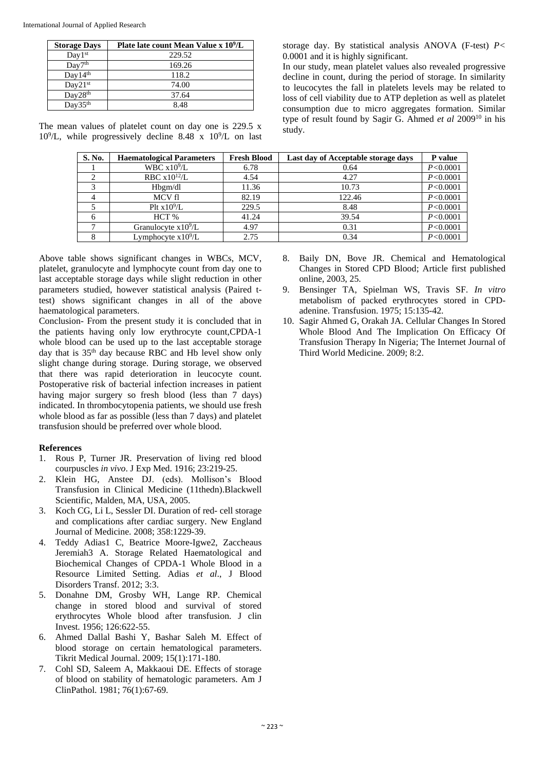| Storage Days | Plate late count Mean Value x $10^9$/L |
|---|---|
| Day1st | 229.52 |
| Day7th | 169.26 |
| Day14th | 118.2 |
| Day21st | 74.00 |
| Day28th | 37.64 |
| Day35th | 8.48 |

The mean values of platelet count on day one is 229.5 x $10^9$/L, while progressively decline 8.48 x $10^9$/L on last storage day. By statistical analysis ANOVA (F-test) $P < 0.0001$ and it is highly significant.

In our study, mean platelet values also revealed progressive decline in count, during the period of storage. In similarity to leucocytes the fall in platelets levels may be related to loss of cell viability due to ATP depletion as well as platelet consumption due to micro aggregates formation. Similar type of result found by Sagir G. Ahmed *et al* 2009[10] in his study.

| S. No. | Haematological Parameters | Fresh Blood | Last day of Acceptable storage days | P value |
|---|---|---|---|---|
| 1 | WBC x$10^9$/L | 6.78 | 0.64 | $P$<0.0001 |
| 2 | RBC x$10^{12}$/L | 4.54 | 4.27 | $P$<0.0001 |
| 3 | Hbgm/dl | 11.36 | 10.73 | $P$<0.0001 |
| 4 | MCV fl | 82.19 | 122.46 | $P$<0.0001 |
| 5 | Plt x$10^9$/L | 229.5 | 8.48 | $P$<0.0001 |
| 6 | HCT % | 41.24 | 39.54 | $P$<0.0001 |
| 7 | Granulocyte x$10^9$/L | 4.97 | 0.31 | $P$<0.0001 |
| 8 | Lymphocyte x$10^9$/L | 2.75 | 0.34 | $P$<0.0001 |

Above table shows significant changes in WBCs, MCV, platelet, granulocyte and lymphocyte count from day one to last acceptable storage days while slight reduction in other parameters studied, however statistical analysis (Paired t-test) shows significant changes in all of the above haematological parameters.

Conclusion- From the present study it is concluded that in the patients having only low erythrocyte count,CPDA-1 whole blood can be used up to the last acceptable storage day that is 35th day because RBC and Hb level show only slight change during storage. During storage, we observed that there was rapid deterioration in leucocyte count. Postoperative risk of bacterial infection increases in patient having major surgery so fresh blood (less than 7 days) indicated. In thrombocytopenia patients, we should use fresh whole blood as far as possible (less than 7 days) and platelet transfusion should be preferred over whole blood.

## References

1. Rous P, Turner JR. Preservation of living red blood courpuscles *in vivo*. J Exp Med. 1916; 23:219-25.
2. Klein HG, Anstee DJ. (eds). Mollison's Blood Transfusion in Clinical Medicine (11thedn).Blackwell Scientific, Malden, MA, USA, 2005.
3. Koch CG, Li L, Sessler DI. Duration of red- cell storage and complications after cardiac surgery. New England Journal of Medicine. 2008; 358:1229-39.
4. Teddy Adias1 C, Beatrice Moore-Igwe2, Zaccheaus Jeremiah3 A. Storage Related Haematological and Biochemical Changes of CPDA-1 Whole Blood in a Resource Limited Setting. Adias *et al*., J Blood Disorders Transf. 2012; 3:3.
5. Donahne DM, Grosby WH, Lange RP. Chemical change in stored blood and survival of stored erythrocytes Whole blood after transfusion. J clin Invest. 1956; 126:622-55.
6. Ahmed Dallal Bashi Y, Bashar Saleh M. Effect of blood storage on certain hematological parameters. Tikrit Medical Journal. 2009; 15(1):171-180.
7. Cohl SD, Saleem A, Makkaoui DE. Effects of storage of blood on stability of hematologic parameters. Am J ClinPathol. 1981; 76(1):67-69.
8. Baily DN, Bove JR. Chemical and Hematological Changes in Stored CPD Blood; Article first published online, 2003, 25.
9. Bensinger TA, Spielman WS, Travis SF. *In vitro* metabolism of packed erythrocytes stored in CPD-adenine. Transfusion. 1975; 15:135-42.
10. Sagir Ahmed G, Orakah JA. Cellular Changes In Stored Whole Blood And The Implication On Efficacy Of Transfusion Therapy In Nigeria; The Internet Journal of Third World Medicine. 2009; 8:2.